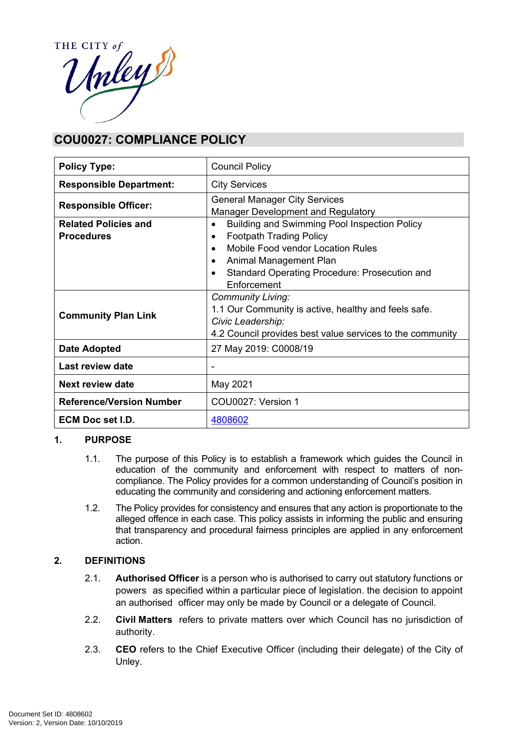THE CITY of Unley

# COU0027: COMPLIANCE POLICY

| **Policy Type:** | Council Policy |
|---|---|
| **Responsible Department:** | City Services |
| **Responsible Officer:** | General Manager City Services<br>Manager Development and Regulatory |
| **Related Policies and Procedures** | • Building and Swimming Pool Inspection Policy<br>• Footpath Trading Policy<br>• Mobile Food vendor Location Rules<br>• Animal Management Plan<br>• Standard Operating Procedure: Prosecution and Enforcement |
| **Community Plan Link** | *Community Living:*<br>1.1 Our Community is active, healthy and feels safe.<br>*Civic Leadership:*<br>4.2 Council provides best value services to the community |
| **Date Adopted** | 27 May 2019: C0008/19 |
| **Last review date** | - |
| **Next review date** | May 2021 |
| **Reference/Version Number** | COU0027: Version 1 |
| **ECM Doc set I.D.** | 4808602 |

## 1. PURPOSE

1.1. The purpose of this Policy is to establish a framework which guides the Council in education of the community and enforcement with respect to matters of non-compliance. The Policy provides for a common understanding of Council's position in educating the community and considering and actioning enforcement matters.

1.2. The Policy provides for consistency and ensures that any action is proportionate to the alleged offence in each case. This policy assists in informing the public and ensuring that transparency and procedural fairness principles are applied in any enforcement action.

## 2. DEFINITIONS

2.1. **Authorised Officer** is a person who is authorised to carry out statutory functions or powers as specified within a particular piece of legislation. the decision to appoint an authorised officer may only be made by Council or a delegate of Council.

2.2. **Civil Matters** refers to private matters over which Council has no jurisdiction of authority.

2.3. **CEO** refers to the Chief Executive Officer (including their delegate) of the City of Unley.

Document Set ID: 4808602
Version: 2, Version Date: 10/10/2019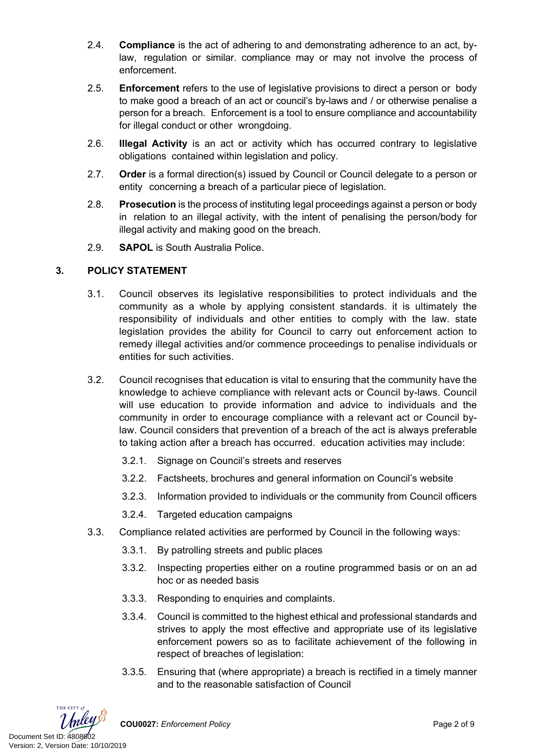2.4. **Compliance** is the act of adhering to and demonstrating adherence to an act, by-law, regulation or similar. compliance may or may not involve the process of enforcement.

2.5. **Enforcement** refers to the use of legislative provisions to direct a person or body to make good a breach of an act or council's by-laws and / or otherwise penalise a person for a breach. Enforcement is a tool to ensure compliance and accountability for illegal conduct or other wrongdoing.

2.6. **Illegal Activity** is an act or activity which has occurred contrary to legislative obligations contained within legislation and policy.

2.7. **Order** is a formal direction(s) issued by Council or Council delegate to a person or entity concerning a breach of a particular piece of legislation.

2.8. **Prosecution** is the process of instituting legal proceedings against a person or body in relation to an illegal activity, with the intent of penalising the person/body for illegal activity and making good on the breach.

2.9. **SAPOL** is South Australia Police.

## 3. POLICY STATEMENT

3.1. Council observes its legislative responsibilities to protect individuals and the community as a whole by applying consistent standards. it is ultimately the responsibility of individuals and other entities to comply with the law. state legislation provides the ability for Council to carry out enforcement action to remedy illegal activities and/or commence proceedings to penalise individuals or entities for such activities.

3.2. Council recognises that education is vital to ensuring that the community have the knowledge to achieve compliance with relevant acts or Council by-laws. Council will use education to provide information and advice to individuals and the community in order to encourage compliance with a relevant act or Council by-law. Council considers that prevention of a breach of the act is always preferable to taking action after a breach has occurred. education activities may include:

3.2.1. Signage on Council's streets and reserves

3.2.2. Factsheets, brochures and general information on Council's website

3.2.3. Information provided to individuals or the community from Council officers

3.2.4. Targeted education campaigns

3.3. Compliance related activities are performed by Council in the following ways:

3.3.1. By patrolling streets and public places

3.3.2. Inspecting properties either on a routine programmed basis or on an ad hoc or as needed basis

3.3.3. Responding to enquiries and complaints.

3.3.4. Council is committed to the highest ethical and professional standards and strives to apply the most effective and appropriate use of its legislative enforcement powers so as to facilitate achievement of the following in respect of breaches of legislation:

3.3.5. Ensuring that (where appropriate) a breach is rectified in a timely manner and to the reasonable satisfaction of Council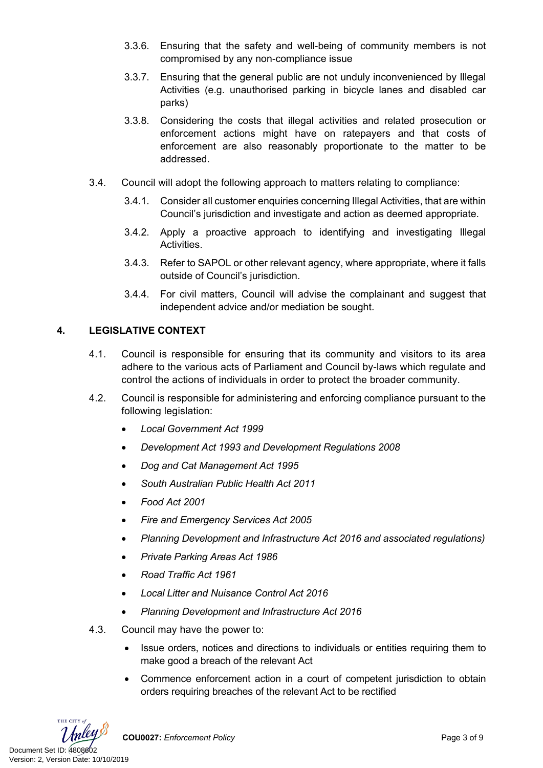3.3.6. Ensuring that the safety and well-being of community members is not compromised by any non-compliance issue

3.3.7. Ensuring that the general public are not unduly inconvenienced by Illegal Activities (e.g. unauthorised parking in bicycle lanes and disabled car parks)

3.3.8. Considering the costs that illegal activities and related prosecution or enforcement actions might have on ratepayers and that costs of enforcement are also reasonably proportionate to the matter to be addressed.

3.4. Council will adopt the following approach to matters relating to compliance:

3.4.1. Consider all customer enquiries concerning Illegal Activities, that are within Council's jurisdiction and investigate and action as deemed appropriate.

3.4.2. Apply a proactive approach to identifying and investigating Illegal Activities.

3.4.3. Refer to SAPOL or other relevant agency, where appropriate, where it falls outside of Council's jurisdiction.

3.4.4. For civil matters, Council will advise the complainant and suggest that independent advice and/or mediation be sought.

## 4. LEGISLATIVE CONTEXT

4.1. Council is responsible for ensuring that its community and visitors to its area adhere to the various acts of Parliament and Council by-laws which regulate and control the actions of individuals in order to protect the broader community.

4.2. Council is responsible for administering and enforcing compliance pursuant to the following legislation:

- *Local Government Act 1999*
- *Development Act 1993 and Development Regulations 2008*
- *Dog and Cat Management Act 1995*
- *South Australian Public Health Act 2011*
- *Food Act 2001*
- *Fire and Emergency Services Act 2005*
- *Planning Development and Infrastructure Act 2016 and associated regulations)*
- *Private Parking Areas Act 1986*
- *Road Traffic Act 1961*
- *Local Litter and Nuisance Control Act 2016*
- *Planning Development and Infrastructure Act 2016*

4.3. Council may have the power to:

- Issue orders, notices and directions to individuals or entities requiring them to make good a breach of the relevant Act
- Commence enforcement action in a court of competent jurisdiction to obtain orders requiring breaches of the relevant Act to be rectified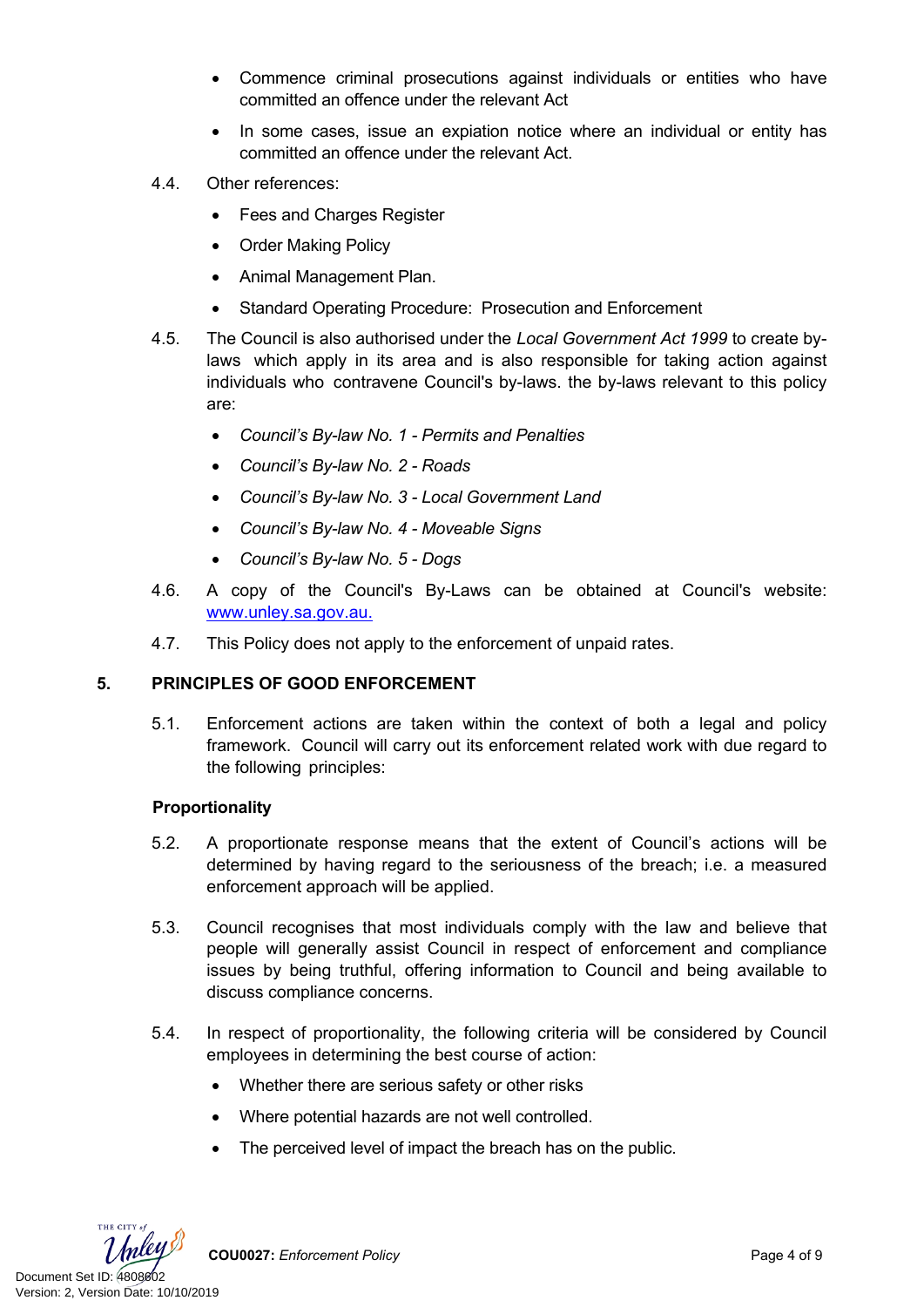- Commence criminal prosecutions against individuals or entities who have committed an offence under the relevant Act
- In some cases, issue an expiation notice where an individual or entity has committed an offence under the relevant Act.

4.4. Other references:

- Fees and Charges Register
- Order Making Policy
- Animal Management Plan.
- Standard Operating Procedure: Prosecution and Enforcement

4.5. The Council is also authorised under the *Local Government Act 1999* to create by-laws which apply in its area and is also responsible for taking action against individuals who contravene Council's by-laws. the by-laws relevant to this policy are:

- *Council's By-law No. 1 - Permits and Penalties*
- *Council's By-law No. 2 - Roads*
- *Council's By-law No. 3 - Local Government Land*
- *Council's By-law No. 4 - Moveable Signs*
- *Council's By-law No. 5 - Dogs*

4.6. A copy of the Council's By-Laws can be obtained at Council's website: [www.unley.sa.gov.au.](www.unley.sa.gov.au.)

4.7. This Policy does not apply to the enforcement of unpaid rates.

## 5. PRINCIPLES OF GOOD ENFORCEMENT

5.1. Enforcement actions are taken within the context of both a legal and policy framework. Council will carry out its enforcement related work with due regard to the following principles:

**Proportionality**

5.2. A proportionate response means that the extent of Council's actions will be determined by having regard to the seriousness of the breach; i.e. a measured enforcement approach will be applied.

5.3. Council recognises that most individuals comply with the law and believe that people will generally assist Council in respect of enforcement and compliance issues by being truthful, offering information to Council and being available to discuss compliance concerns.

5.4. In respect of proportionality, the following criteria will be considered by Council employees in determining the best course of action:

- Whether there are serious safety or other risks
- Where potential hazards are not well controlled.
- The perceived level of impact the breach has on the public.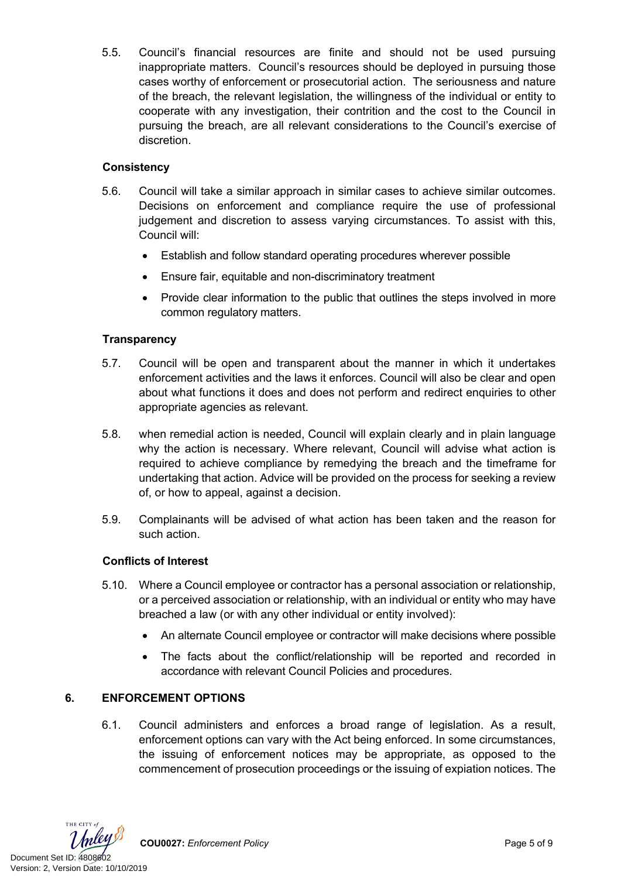5.5. Council's financial resources are finite and should not be used pursuing inappropriate matters. Council's resources should be deployed in pursuing those cases worthy of enforcement or prosecutorial action. The seriousness and nature of the breach, the relevant legislation, the willingness of the individual or entity to cooperate with any investigation, their contrition and the cost to the Council in pursuing the breach, are all relevant considerations to the Council's exercise of discretion.

**Consistency**

5.6. Council will take a similar approach in similar cases to achieve similar outcomes. Decisions on enforcement and compliance require the use of professional judgement and discretion to assess varying circumstances. To assist with this, Council will:

- Establish and follow standard operating procedures wherever possible
- Ensure fair, equitable and non-discriminatory treatment
- Provide clear information to the public that outlines the steps involved in more common regulatory matters.

**Transparency**

5.7. Council will be open and transparent about the manner in which it undertakes enforcement activities and the laws it enforces. Council will also be clear and open about what functions it does and does not perform and redirect enquiries to other appropriate agencies as relevant.

5.8. when remedial action is needed, Council will explain clearly and in plain language why the action is necessary. Where relevant, Council will advise what action is required to achieve compliance by remedying the breach and the timeframe for undertaking that action. Advice will be provided on the process for seeking a review of, or how to appeal, against a decision.

5.9. Complainants will be advised of what action has been taken and the reason for such action.

**Conflicts of Interest**

5.10. Where a Council employee or contractor has a personal association or relationship, or a perceived association or relationship, with an individual or entity who may have breached a law (or with any other individual or entity involved):

- An alternate Council employee or contractor will make decisions where possible
- The facts about the conflict/relationship will be reported and recorded in accordance with relevant Council Policies and procedures.

## 6. ENFORCEMENT OPTIONS

6.1. Council administers and enforces a broad range of legislation. As a result, enforcement options can vary with the Act being enforced. In some circumstances, the issuing of enforcement notices may be appropriate, as opposed to the commencement of prosecution proceedings or the issuing of expiation notices. The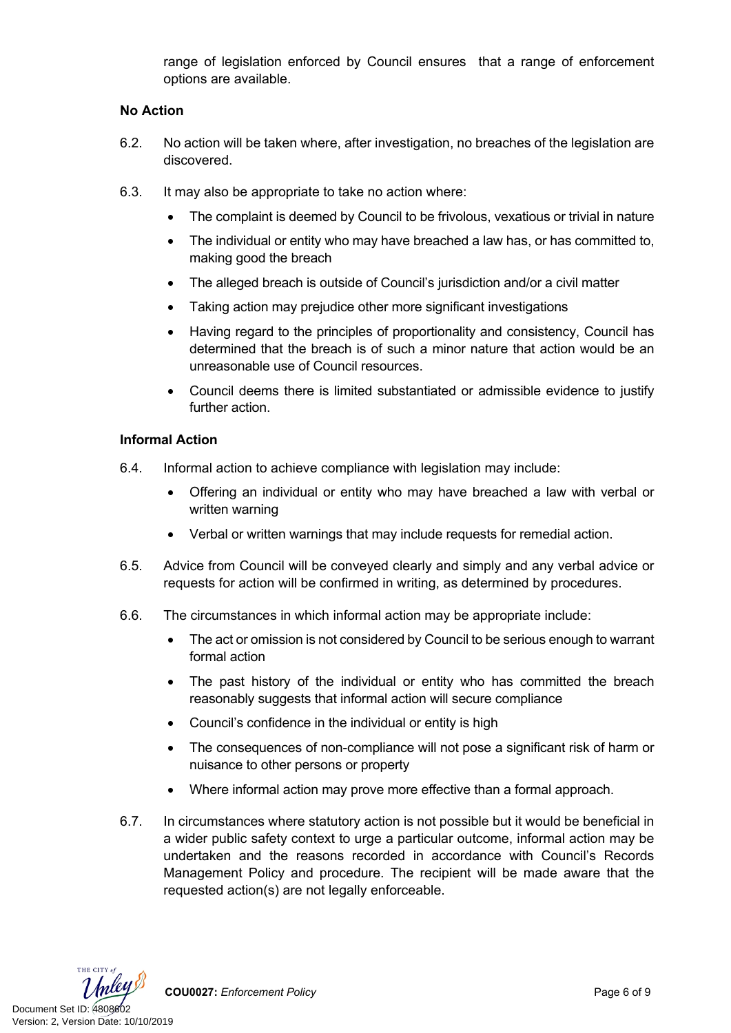range of legislation enforced by Council ensures that a range of enforcement options are available.

**No Action**

6.2. No action will be taken where, after investigation, no breaches of the legislation are discovered.

6.3. It may also be appropriate to take no action where:

- The complaint is deemed by Council to be frivolous, vexatious or trivial in nature
- The individual or entity who may have breached a law has, or has committed to, making good the breach
- The alleged breach is outside of Council's jurisdiction and/or a civil matter
- Taking action may prejudice other more significant investigations
- Having regard to the principles of proportionality and consistency, Council has determined that the breach is of such a minor nature that action would be an unreasonable use of Council resources.
- Council deems there is limited substantiated or admissible evidence to justify further action.

**Informal Action**

6.4. Informal action to achieve compliance with legislation may include:

- Offering an individual or entity who may have breached a law with verbal or written warning
- Verbal or written warnings that may include requests for remedial action.

6.5. Advice from Council will be conveyed clearly and simply and any verbal advice or requests for action will be confirmed in writing, as determined by procedures.

6.6. The circumstances in which informal action may be appropriate include:

- The act or omission is not considered by Council to be serious enough to warrant formal action
- The past history of the individual or entity who has committed the breach reasonably suggests that informal action will secure compliance
- Council's confidence in the individual or entity is high
- The consequences of non-compliance will not pose a significant risk of harm or nuisance to other persons or property
- Where informal action may prove more effective than a formal approach.

6.7. In circumstances where statutory action is not possible but it would be beneficial in a wider public safety context to urge a particular outcome, informal action may be undertaken and the reasons recorded in accordance with Council's Records Management Policy and procedure. The recipient will be made aware that the requested action(s) are not legally enforceable.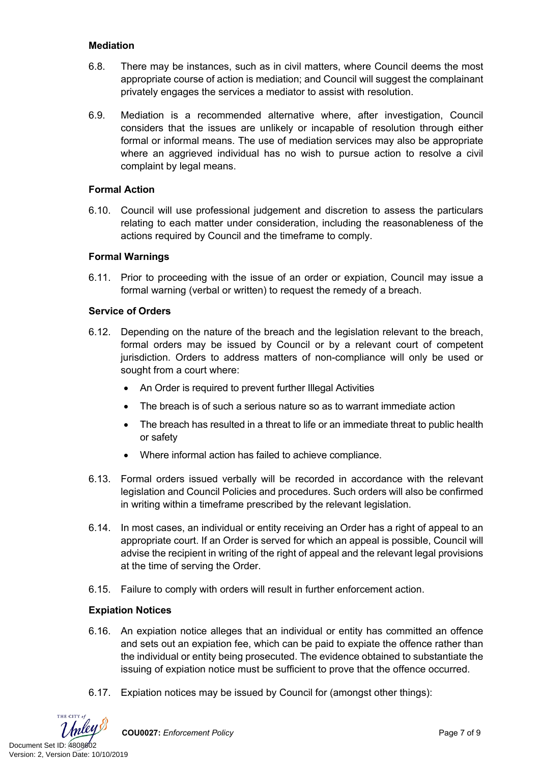### Mediation

6.8. There may be instances, such as in civil matters, where Council deems the most appropriate course of action is mediation; and Council will suggest the complainant privately engages the services a mediator to assist with resolution.

6.9. Mediation is a recommended alternative where, after investigation, Council considers that the issues are unlikely or incapable of resolution through either formal or informal means. The use of mediation services may also be appropriate where an aggrieved individual has no wish to pursue action to resolve a civil complaint by legal means.

### Formal Action

6.10. Council will use professional judgement and discretion to assess the particulars relating to each matter under consideration, including the reasonableness of the actions required by Council and the timeframe to comply.

### Formal Warnings

6.11. Prior to proceeding with the issue of an order or expiation, Council may issue a formal warning (verbal or written) to request the remedy of a breach.

### Service of Orders

6.12. Depending on the nature of the breach and the legislation relevant to the breach, formal orders may be issued by Council or by a relevant court of competent jurisdiction. Orders to address matters of non-compliance will only be used or sought from a court where:

- An Order is required to prevent further Illegal Activities
- The breach is of such a serious nature so as to warrant immediate action
- The breach has resulted in a threat to life or an immediate threat to public health or safety
- Where informal action has failed to achieve compliance.

6.13. Formal orders issued verbally will be recorded in accordance with the relevant legislation and Council Policies and procedures. Such orders will also be confirmed in writing within a timeframe prescribed by the relevant legislation.

6.14. In most cases, an individual or entity receiving an Order has a right of appeal to an appropriate court. If an Order is served for which an appeal is possible, Council will advise the recipient in writing of the right of appeal and the relevant legal provisions at the time of serving the Order.

6.15. Failure to comply with orders will result in further enforcement action.

### Expiation Notices

6.16. An expiation notice alleges that an individual or entity has committed an offence and sets out an expiation fee, which can be paid to expiate the offence rather than the individual or entity being prosecuted. The evidence obtained to substantiate the issuing of expiation notice must be sufficient to prove that the offence occurred.

6.17. Expiation notices may be issued by Council for (amongst other things):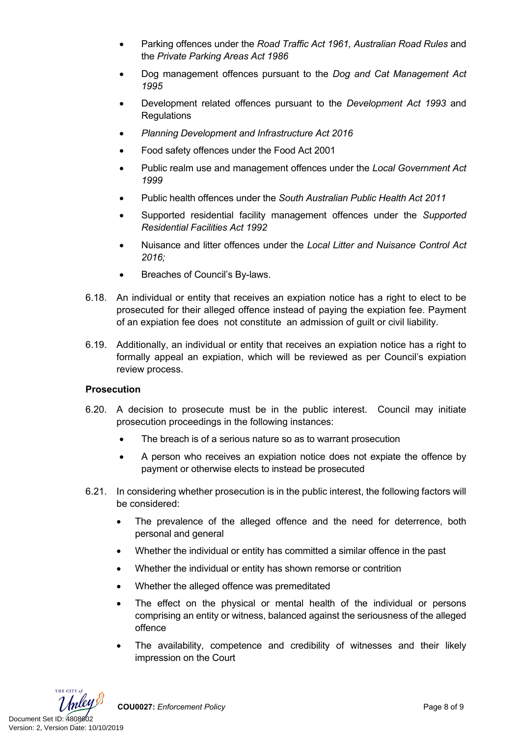- Parking offences under the *Road Traffic Act 1961, Australian Road Rules* and the *Private Parking Areas Act 1986*
- Dog management offences pursuant to the *Dog and Cat Management Act 1995*
- Development related offences pursuant to the *Development Act 1993* and Regulations
- *Planning Development and Infrastructure Act 2016*
- Food safety offences under the Food Act 2001
- Public realm use and management offences under the *Local Government Act 1999*
- Public health offences under the *South Australian Public Health Act 2011*
- Supported residential facility management offences under the *Supported Residential Facilities Act 1992*
- Nuisance and litter offences under the *Local Litter and Nuisance Control Act 2016;*
- Breaches of Council's By-laws.

6.18. An individual or entity that receives an expiation notice has a right to elect to be prosecuted for their alleged offence instead of paying the expiation fee. Payment of an expiation fee does not constitute an admission of guilt or civil liability.

6.19. Additionally, an individual or entity that receives an expiation notice has a right to formally appeal an expiation, which will be reviewed as per Council's expiation review process.

**Prosecution**

6.20. A decision to prosecute must be in the public interest. Council may initiate prosecution proceedings in the following instances:

- The breach is of a serious nature so as to warrant prosecution
- A person who receives an expiation notice does not expiate the offence by payment or otherwise elects to instead be prosecuted

6.21. In considering whether prosecution is in the public interest, the following factors will be considered:

- The prevalence of the alleged offence and the need for deterrence, both personal and general
- Whether the individual or entity has committed a similar offence in the past
- Whether the individual or entity has shown remorse or contrition
- Whether the alleged offence was premeditated
- The effect on the physical or mental health of the individual or persons comprising an entity or witness, balanced against the seriousness of the alleged offence
- The availability, competence and credibility of witnesses and their likely impression on the Court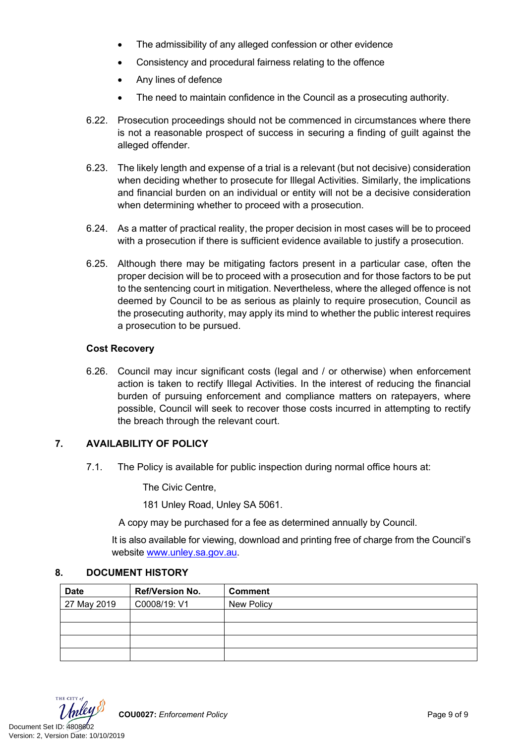- The admissibility of any alleged confession or other evidence
- Consistency and procedural fairness relating to the offence
- Any lines of defence
- The need to maintain confidence in the Council as a prosecuting authority.

6.22. Prosecution proceedings should not be commenced in circumstances where there is not a reasonable prospect of success in securing a finding of guilt against the alleged offender.

6.23. The likely length and expense of a trial is a relevant (but not decisive) consideration when deciding whether to prosecute for Illegal Activities. Similarly, the implications and financial burden on an individual or entity will not be a decisive consideration when determining whether to proceed with a prosecution.

6.24. As a matter of practical reality, the proper decision in most cases will be to proceed with a prosecution if there is sufficient evidence available to justify a prosecution.

6.25. Although there may be mitigating factors present in a particular case, often the proper decision will be to proceed with a prosecution and for those factors to be put to the sentencing court in mitigation. Nevertheless, where the alleged offence is not deemed by Council to be as serious as plainly to require prosecution, Council as the prosecuting authority, may apply its mind to whether the public interest requires a prosecution to be pursued.

**Cost Recovery**

6.26. Council may incur significant costs (legal and / or otherwise) when enforcement action is taken to rectify Illegal Activities. In the interest of reducing the financial burden of pursuing enforcement and compliance matters on ratepayers, where possible, Council will seek to recover those costs incurred in attempting to rectify the breach through the relevant court.

## 7. AVAILABILITY OF POLICY

7.1. The Policy is available for public inspection during normal office hours at:

The Civic Centre,

181 Unley Road, Unley SA 5061.

A copy may be purchased for a fee as determined annually by Council.

It is also available for viewing, download and printing free of charge from the Council's website www.unley.sa.gov.au.

## 8. DOCUMENT HISTORY

| Date | Ref/Version No. | Comment |
|---|---|---|
| 27 May 2019 | C0008/19: V1 | New Policy |
| | | |
| | | |
| | | |
| | | |